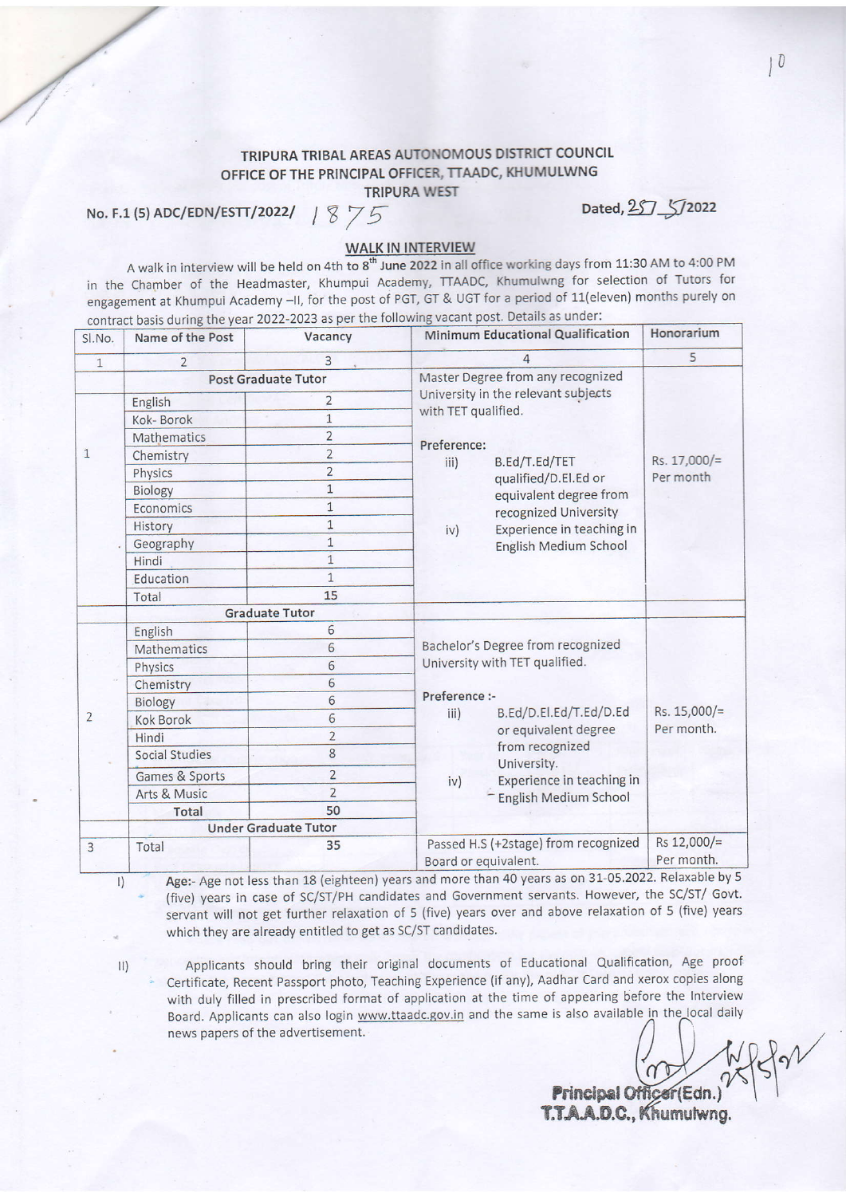**TRIPURA TRIBAL AREAS AUTONOMOUS DISTRICT COUNCIL**
**OFFICE OF THE PRINCIPAL OFFICER, TTAADC, KHUMULWNG**
**TRIPURA WEST**

**No. F.1 (5) ADC/EDN/ESTT/2022/ 1875** **Dated, 25/5/2022**

## WALK IN INTERVIEW

A walk in interview will be held on 4th to 8th June 2022 in all office working days from 11:30 AM to 4:00 PM in the Chamber of the Headmaster, Khumpui Academy, TTAADC, Khumulwng for selection of Tutors for engagement at Khumpui Academy –II, for the post of PGT, GT & UGT for a period of 11(eleven) months purely on contract basis during the year 2022-2023 as per the following vacant post. Details as under:

| Sl.No. | Name of the Post | Vacancy | Minimum Educational Qualification | Honorarium |
|---|---|---|---|---|
| 1 | 2 | 3 | 4 | 5 |
| | **Post Graduate Tutor** | | Master Degree from any recognized University in the relevant subjects with TET qualified. Preference: iii) B.Ed/T.Ed/TET qualified/D.El.Ed or equivalent degree from recognized University iv) Experience in teaching in English Medium School | Rs. 17,000/= Per month |
| 1 | English | 2 | | |
| | Kok- Borok | 1 | | |
| | Mathematics | 2 | | |
| | Chemistry | 2 | | |
| | Physics | 2 | | |
| | Biology | 1 | | |
| | Economics | 1 | | |
| | History | 1 | | |
| | Geography | 1 | | |
| | Hindi | 1 | | |
| | Education | 1 | | |
| | Total | 15 | | |
| | **Graduate Tutor** | | Bachelor's Degree from recognized University with TET qualified. Preference :- iii) B.Ed/D.El.Ed/T.Ed/D.Ed or equivalent degree from recognized University. iv) Experience in teaching in English Medium School | Rs. 15,000/= Per month. |
| 2 | English | 6 | | |
| | Mathematics | 6 | | |
| | Physics | 6 | | |
| | Chemistry | 6 | | |
| | Biology | 6 | | |
| | Kok Borok | 6 | | |
| | Hindi | 2 | | |
| | Social Studies | 8 | | |
| | Games & Sports | 2 | | |
| | Arts & Music | 2 | | |
| | **Total** | **50** | | |
| | **Under Graduate Tutor** | | | |
| 3 | Total | 35 | Passed H.S (+2stage) from recognized Board or equivalent. | Rs 12,000/= Per month. |

I) **Age:-** Age not less than 18 (eighteen) years and more than 40 years as on 31-05.2022. Relaxable by 5 (five) years in case of SC/ST/PH candidates and Government servants. However, the SC/ST/ Govt. servant will not get further relaxation of 5 (five) years over and above relaxation of 5 (five) years which they are already entitled to get as SC/ST candidates.

II) Applicants should bring their original documents of Educational Qualification, Age proof Certificate, Recent Passport photo, Teaching Experience (if any), Aadhar Card and xerox copies along with duly filled in prescribed format of application at the time of appearing before the Interview Board. Applicants can also login www.ttaadc.gov.in and the same is also available in the local daily news papers of the advertisement.

Principal Officer(Edn.)
T.T.A.A.D.C., Khumulwng.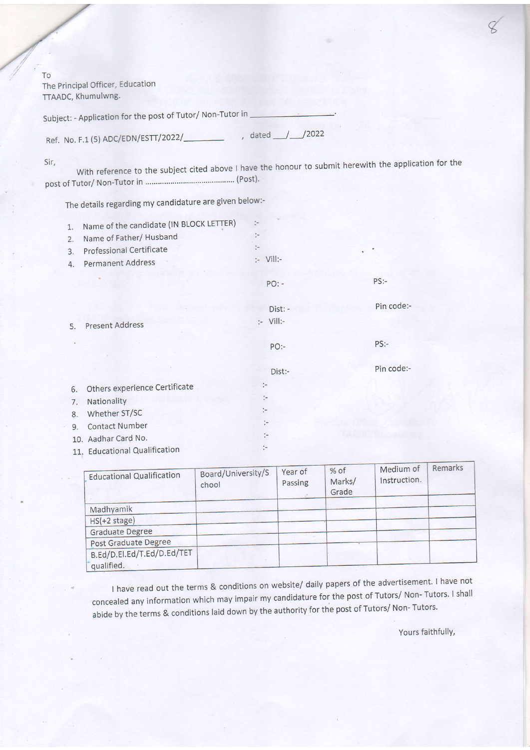To
The Principal Officer, Education
TTAADC, Khumulwng.

Subject: - Application for the post of Tutor/ Non-Tutor in ________________.

Ref. No. F.1 (5) ADC/EDN/ESTT/2022/________ , dated ___/___/2022

Sir,

With reference to the subject cited above I have the honour to submit herewith the application for the post of Tutor/ Non-Tutor in ......................................... (Post).

The details regarding my candidature are given below:-

1. Name of the candidate (IN BLOCK LETTER) :-
2. Name of Father/ Husband :-
3. Professional Certificate :-
4. Permanent Address :- Vill:-

   PO: - PS:-

   Dist: - Pin code:-
5. Present Address :- Vill:-

   PO:- PS:-

   Dist:- Pin code:-
6. Others experience Certificate :-
7. Nationality :-
8. Whether ST/SC :-
9. Contact Number :-
10. Aadhar Card No. :-
11. Educational Qualification :-

| Educational Qualification | Board/University/School | Year of Passing | % of Marks/ Grade | Medium of Instruction. | Remarks |
|---|---|---|---|---|---|
| | | | | | |
| Madhyamik | | | | | |
| HS(+2 stage) | | | | | |
| Graduate Degree | | | | | |
| Post Graduate Degree | | | | | |
| B.Ed/D.El.Ed/T.Ed/D.Ed/TET qualified. | | | | | |

I have read out the terms & conditions on website/ daily papers of the advertisement. I have not concealed any information which may impair my candidature for the post of Tutors/ Non- Tutors. I shall abide by the terms & conditions laid down by the authority for the post of Tutors/ Non- Tutors.

Yours faithfully,